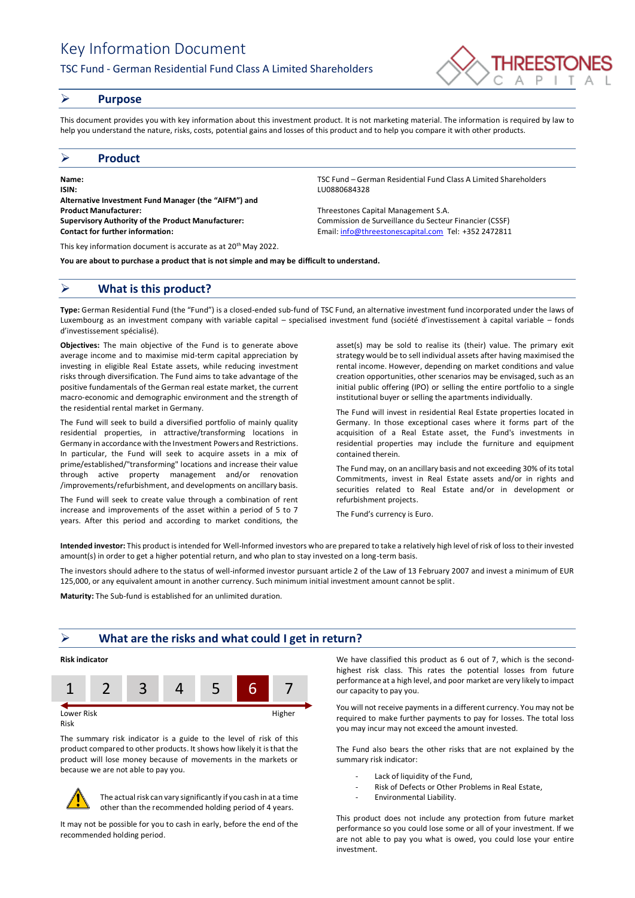# Key Information Document

## TSC Fund - German Residential Fund Class A Limited Shareholders

## Purpose

This document provides you with key information about this investment product. It is not marketing material. The information is required by law to help you understand the nature, risks, costs, potential gains and losses of this product and to help you compare it with other products.

## Product

| | |
|---|---|
| **Name:** | TSC Fund – German Residential Fund Class A Limited Shareholders |
| **ISIN:** | LU0880684328 |
| **Alternative Investment Fund Manager (the "AIFM") and Product Manufacturer:** | Threestones Capital Management S.A. |
| **Supervisory Authority of the Product Manufacturer:** | Commission de Surveillance du Secteur Financier (CSSF) |
| **Contact for further information:** | Email: info@threestonescapital.com Tel: +352 2472811 |

This key information document is accurate as at 20th May 2022.

**You are about to purchase a product that is not simple and may be difficult to understand.**

## What is this product?

**Type:** German Residential Fund (the "Fund") is a closed-ended sub-fund of TSC Fund, an alternative investment fund incorporated under the laws of Luxembourg as an investment company with variable capital – specialised investment fund (société d'investissement à capital variable – fonds d'investissement spécialisé).

**Objectives:** The main objective of the Fund is to generate above average income and to maximise mid-term capital appreciation by investing in eligible Real Estate assets, while reducing investment risks through diversification. The Fund aims to take advantage of the positive fundamentals of the German real estate market, the current macro-economic and demographic environment and the strength of the residential rental market in Germany.

The Fund will seek to build a diversified portfolio of mainly quality residential properties, in attractive/transforming locations in Germany in accordance with the Investment Powers and Restrictions. In particular, the Fund will seek to acquire assets in a mix of prime/established/"transforming" locations and increase their value through active property management and/or renovation /improvements/refurbishment, and developments on ancillary basis.

The Fund will seek to create value through a combination of rent increase and improvements of the asset within a period of 5 to 7 years. After this period and according to market conditions, the asset(s) may be sold to realise its (their) value. The primary exit strategy would be to sell individual assets after having maximised the rental income. However, depending on market conditions and value creation opportunities, other scenarios may be envisaged, such as an initial public offering (IPO) or selling the entire portfolio to a single institutional buyer or selling the apartments individually.

The Fund will invest in residential Real Estate properties located in Germany. In those exceptional cases where it forms part of the acquisition of a Real Estate asset, the Fund's investments in residential properties may include the furniture and equipment contained therein.

The Fund may, on an ancillary basis and not exceeding 30% of its total Commitments, invest in Real Estate assets and/or in rights and securities related to Real Estate and/or in development or refurbishment projects.

The Fund's currency is Euro.

**Intended investor:** This product is intended for Well-Informed investors who are prepared to take a relatively high level of risk of loss to their invested amount(s) in order to get a higher potential return, and who plan to stay invested on a long-term basis.

The investors should adhere to the status of well-informed investor pursuant article 2 of the Law of 13 February 2007 and invest a minimum of EUR 125,000, or any equivalent amount in another currency. Such minimum initial investment amount cannot be split.

**Maturity:** The Sub-fund is established for an unlimited duration.

## What are the risks and what could I get in return?

**Risk indicator**

| 1 | 2 | 3 | 4 | 5 | **6** | 7 |
|---|---|---|---|---|---|---|

Lower Risk — Higher Risk

The summary risk indicator is a guide to the level of risk of this product compared to other products. It shows how likely it is that the product will lose money because of movements in the markets or because we are not able to pay you.

⚠ The actual risk can vary significantly if you cash in at a time other than the recommended holding period of 4 years.

It may not be possible for you to cash in early, before the end of the recommended holding period.

We have classified this product as 6 out of 7, which is the second-highest risk class. This rates the potential losses from future performance at a high level, and poor market are very likely to impact our capacity to pay you.

You will not receive payments in a different currency. You may not be required to make further payments to pay for losses. The total loss you may incur may not exceed the amount invested.

The Fund also bears the other risks that are not explained by the summary risk indicator:

- Lack of liquidity of the Fund,
- Risk of Defects or Other Problems in Real Estate,
- Environmental Liability.

This product does not include any protection from future market performance so you could lose some or all of your investment. If we are not able to pay you what is owed, you could lose your entire investment.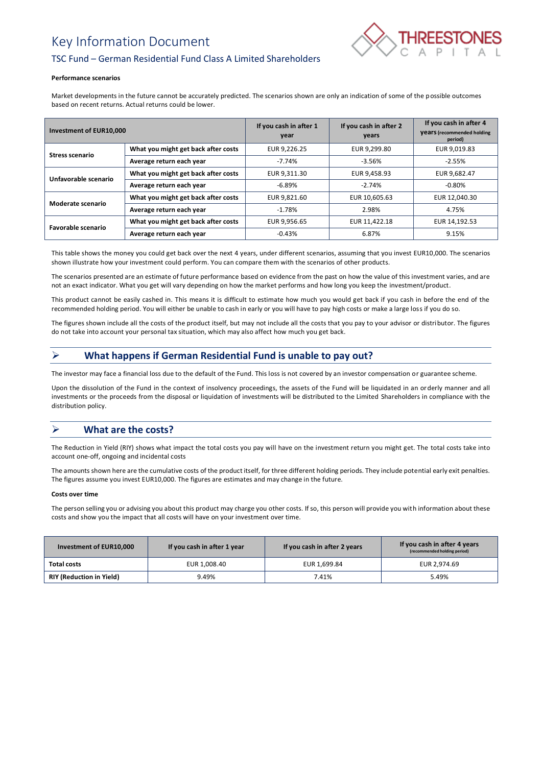# Key Information Document

## TSC Fund – German Residential Fund Class A Limited Shareholders

**Performance scenarios**

Market developments in the future cannot be accurately predicted. The scenarios shown are only an indication of some of the possible outcomes based on recent returns. Actual returns could be lower.

| Investment of EUR10,000 | | If you cash in after 1 year | If you cash in after 2 years | If you cash in after 4 years (recommended holding period) |
|---|---|---|---|---|
| **Stress scenario** | **What you might get back after costs** | EUR 9,226.25 | EUR 9,299.80 | EUR 9,019.83 |
| | **Average return each year** | -7.74% | -3.56% | -2.55% |
| **Unfavorable scenario** | **What you might get back after costs** | EUR 9,311.30 | EUR 9,458.93 | EUR 9,682.47 |
| | **Average return each year** | -6.89% | -2.74% | -0.80% |
| **Moderate scenario** | **What you might get back after costs** | EUR 9,821.60 | EUR 10,605.63 | EUR 12,040.30 |
| | **Average return each year** | -1.78% | 2.98% | 4.75% |
| **Favorable scenario** | **What you might get back after costs** | EUR 9,956.65 | EUR 11,422.18 | EUR 14,192.53 |
| | **Average return each year** | -0.43% | 6.87% | 9.15% |

This table shows the money you could get back over the next 4 years, under different scenarios, assuming that you invest EUR10,000. The scenarios shown illustrate how your investment could perform. You can compare them with the scenarios of other products.

The scenarios presented are an estimate of future performance based on evidence from the past on how the value of this investment varies, and are not an exact indicator. What you get will vary depending on how the market performs and how long you keep the investment/product.

This product cannot be easily cashed in. This means it is difficult to estimate how much you would get back if you cash in before the end of the recommended holding period. You will either be unable to cash in early or you will have to pay high costs or make a large loss if you do so.

The figures shown include all the costs of the product itself, but may not include all the costs that you pay to your advisor or distributor. The figures do not take into account your personal tax situation, which may also affect how much you get back.

## What happens if German Residential Fund is unable to pay out?

The investor may face a financial loss due to the default of the Fund. This loss is not covered by an investor compensation or guarantee scheme.

Upon the dissolution of the Fund in the context of insolvency proceedings, the assets of the Fund will be liquidated in an orderly manner and all investments or the proceeds from the disposal or liquidation of investments will be distributed to the Limited Shareholders in compliance with the distribution policy.

## What are the costs?

The Reduction in Yield (RIY) shows what impact the total costs you pay will have on the investment return you might get. The total costs take into account one-off, ongoing and incidental costs

The amounts shown here are the cumulative costs of the product itself, for three different holding periods. They include potential early exit penalties. The figures assume you invest EUR10,000. The figures are estimates and may change in the future.

**Costs over time**

The person selling you or advising you about this product may charge you other costs. If so, this person will provide you with information about these costs and show you the impact that all costs will have on your investment over time.

| Investment of EUR10,000 | If you cash in after 1 year | If you cash in after 2 years | If you cash in after 4 years (recommended holding period) |
|---|---|---|---|
| **Total costs** | EUR 1,008.40 | EUR 1,699.84 | EUR 2,974.69 |
| **RIY (Reduction in Yield)** | 9.49% | 7.41% | 5.49% |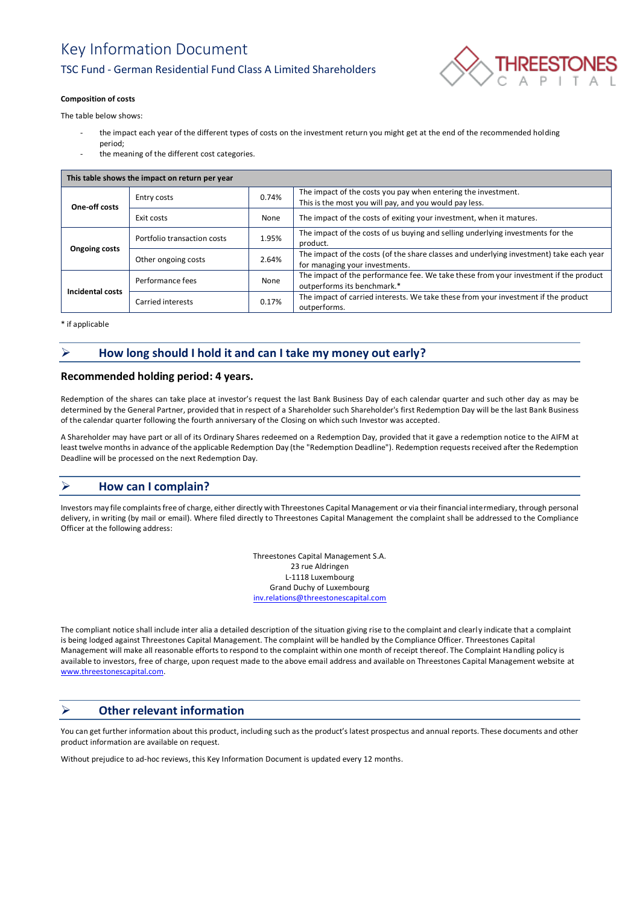# Key Information Document

## TSC Fund - German Residential Fund Class A Limited Shareholders

**Composition of costs**

The table below shows:

- the impact each year of the different types of costs on the investment return you might get at the end of the recommended holding period;
- the meaning of the different cost categories.

| This table shows the impact on return per year | | | |
|---|---|---|---|
| **One-off costs** | Entry costs | 0.74% | The impact of the costs you pay when entering the investment. This is the most you will pay, and you would pay less. |
| | Exit costs | None | The impact of the costs of exiting your investment, when it matures. |
| **Ongoing costs** | Portfolio transaction costs | 1.95% | The impact of the costs of us buying and selling underlying investments for the product. |
| | Other ongoing costs | 2.64% | The impact of the costs (of the share classes and underlying investment) take each year for managing your investments. |
| **Incidental costs** | Performance fees | None | The impact of the performance fee. We take these from your investment if the product outperforms its benchmark.* |
| | Carried interests | 0.17% | The impact of carried interests. We take these from your investment if the product outperforms. |

* if applicable

## How long should I hold it and can I take my money out early?

### Recommended holding period: 4 years.

Redemption of the shares can take place at investor's request the last Bank Business Day of each calendar quarter and such other day as may be determined by the General Partner, provided that in respect of a Shareholder such Shareholder's first Redemption Day will be the last Bank Business of the calendar quarter following the fourth anniversary of the Closing on which such Investor was accepted.

A Shareholder may have part or all of its Ordinary Shares redeemed on a Redemption Day, provided that it gave a redemption notice to the AIFM at least twelve months in advance of the applicable Redemption Day (the "Redemption Deadline"). Redemption requests received after the Redemption Deadline will be processed on the next Redemption Day.

## How can I complain?

Investors may file complaints free of charge, either directly with Threestones Capital Management or via their financial intermediary, through personal delivery, in writing (by mail or email). Where filed directly to Threestones Capital Management the complaint shall be addressed to the Compliance Officer at the following address:

Threestones Capital Management S.A.
23 rue Aldringen
L-1118 Luxembourg
Grand Duchy of Luxembourg
inv.relations@threestonescapital.com

The compliant notice shall include inter alia a detailed description of the situation giving rise to the complaint and clearly indicate that a complaint is being lodged against Threestones Capital Management. The complaint will be handled by the Compliance Officer. Threestones Capital Management will make all reasonable efforts to respond to the complaint within one month of receipt thereof. The Complaint Handling policy is available to investors, free of charge, upon request made to the above email address and available on Threestones Capital Management website at www.threestonescapital.com.

## Other relevant information

You can get further information about this product, including such as the product's latest prospectus and annual reports. These documents and other product information are available on request.

Without prejudice to ad-hoc reviews, this Key Information Document is updated every 12 months.